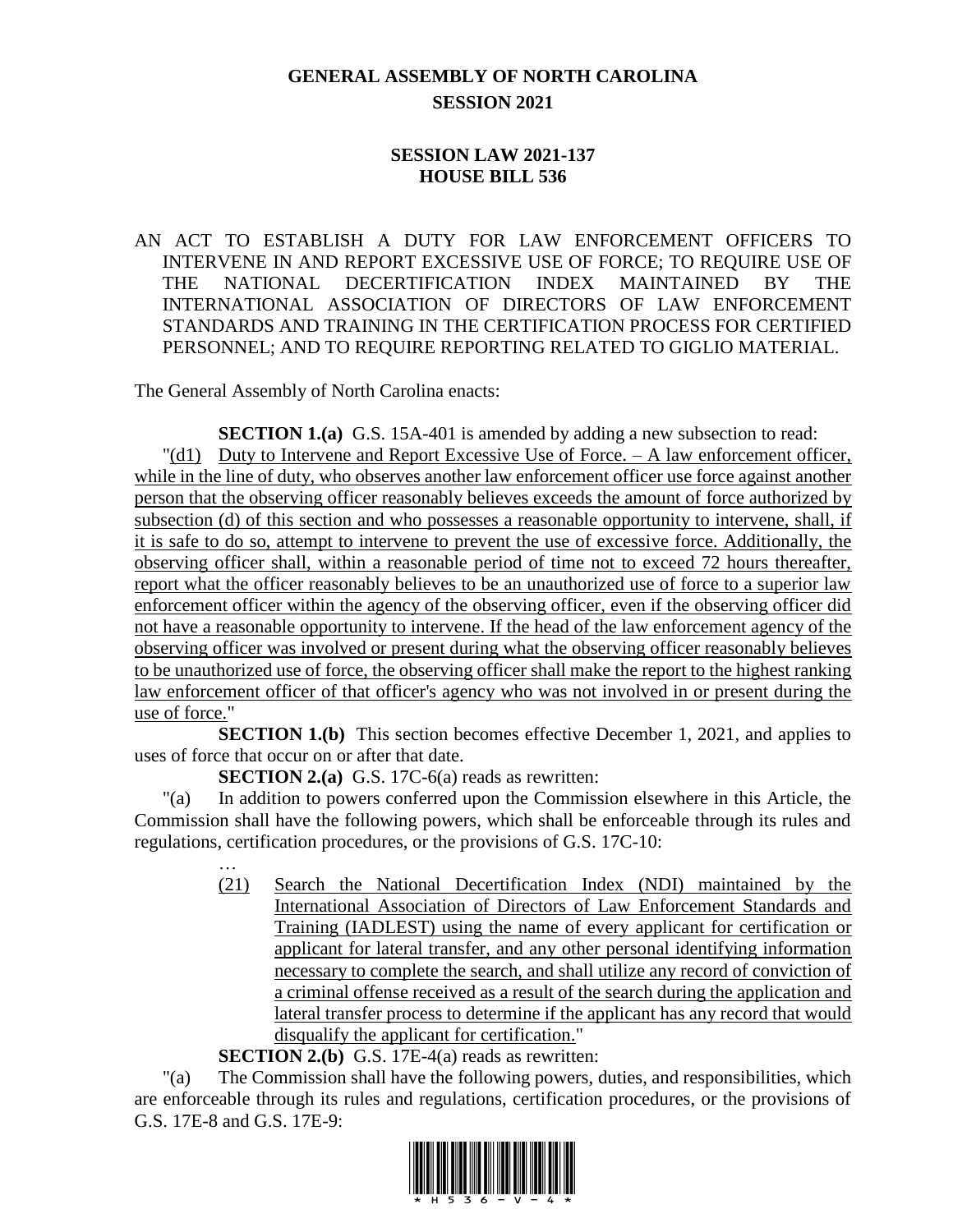# GENERAL ASSEMBLY OF NORTH CAROLINA
## SESSION 2021

### SESSION LAW 2021-137
### HOUSE BILL 536

AN ACT TO ESTABLISH A DUTY FOR LAW ENFORCEMENT OFFICERS TO INTERVENE IN AND REPORT EXCESSIVE USE OF FORCE; TO REQUIRE USE OF THE NATIONAL DECERTIFICATION INDEX MAINTAINED BY THE INTERNATIONAL ASSOCIATION OF DIRECTORS OF LAW ENFORCEMENT STANDARDS AND TRAINING IN THE CERTIFICATION PROCESS FOR CERTIFIED PERSONNEL; AND TO REQUIRE REPORTING RELATED TO GIGLIO MATERIAL.

The General Assembly of North Carolina enacts:

**SECTION 1.(a)** G.S. 15A-401 is amended by adding a new subsection to read:

"(d1) Duty to Intervene and Report Excessive Use of Force. – A law enforcement officer, while in the line of duty, who observes another law enforcement officer use force against another person that the observing officer reasonably believes exceeds the amount of force authorized by subsection (d) of this section and who possesses a reasonable opportunity to intervene, shall, if it is safe to do so, attempt to intervene to prevent the use of excessive force. Additionally, the observing officer shall, within a reasonable period of time not to exceed 72 hours thereafter, report what the officer reasonably believes to be an unauthorized use of force to a superior law enforcement officer within the agency of the observing officer, even if the observing officer did not have a reasonable opportunity to intervene. If the head of the law enforcement agency of the observing officer was involved or present during what the observing officer reasonably believes to be unauthorized use of force, the observing officer shall make the report to the highest ranking law enforcement officer of that officer's agency who was not involved in or present during the use of force."

**SECTION 1.(b)** This section becomes effective December 1, 2021, and applies to uses of force that occur on or after that date.

**SECTION 2.(a)** G.S. 17C-6(a) reads as rewritten:

"(a) In addition to powers conferred upon the Commission elsewhere in this Article, the Commission shall have the following powers, which shall be enforceable through its rules and regulations, certification procedures, or the provisions of G.S. 17C-10:

…

(21) Search the National Decertification Index (NDI) maintained by the International Association of Directors of Law Enforcement Standards and Training (IADLEST) using the name of every applicant for certification or applicant for lateral transfer, and any other personal identifying information necessary to complete the search, and shall utilize any record of conviction of a criminal offense received as a result of the search during the application and lateral transfer process to determine if the applicant has any record that would disqualify the applicant for certification."

**SECTION 2.(b)** G.S. 17E-4(a) reads as rewritten:

"(a) The Commission shall have the following powers, duties, and responsibilities, which are enforceable through its rules and regulations, certification procedures, or the provisions of G.S. 17E-8 and G.S. 17E-9: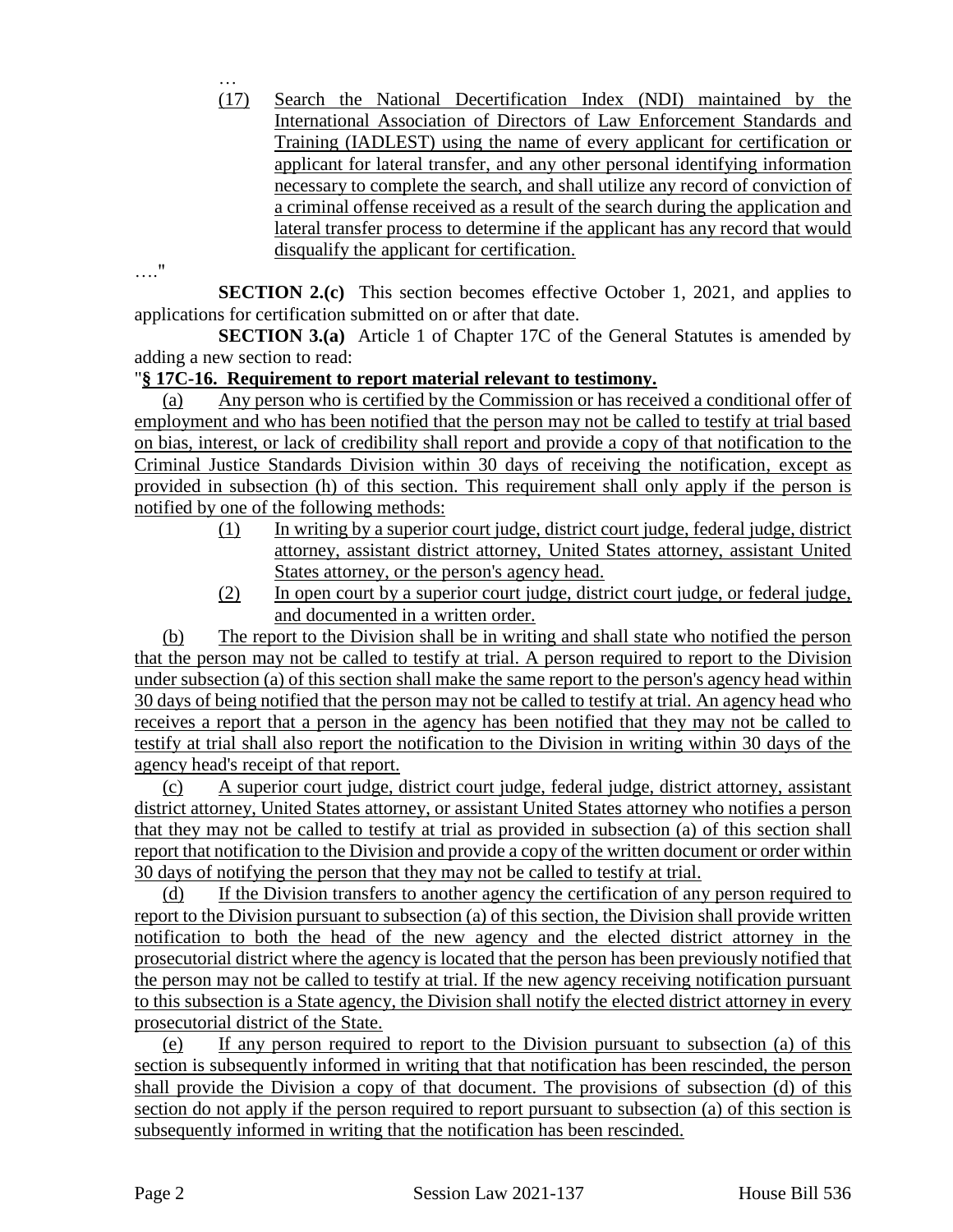…

(17) Search the National Decertification Index (NDI) maintained by the International Association of Directors of Law Enforcement Standards and Training (IADLEST) using the name of every applicant for certification or applicant for lateral transfer, and any other personal identifying information necessary to complete the search, and shall utilize any record of conviction of a criminal offense received as a result of the search during the application and lateral transfer process to determine if the applicant has any record that would disqualify the applicant for certification.

…."

**SECTION 2.(c)** This section becomes effective October 1, 2021, and applies to applications for certification submitted on or after that date.

**SECTION 3.(a)** Article 1 of Chapter 17C of the General Statutes is amended by adding a new section to read:

"**§ 17C-16. Requirement to report material relevant to testimony.**

(a) Any person who is certified by the Commission or has received a conditional offer of employment and who has been notified that the person may not be called to testify at trial based on bias, interest, or lack of credibility shall report and provide a copy of that notification to the Criminal Justice Standards Division within 30 days of receiving the notification, except as provided in subsection (h) of this section. This requirement shall only apply if the person is notified by one of the following methods:

(1) In writing by a superior court judge, district court judge, federal judge, district attorney, assistant district attorney, United States attorney, assistant United States attorney, or the person's agency head.

(2) In open court by a superior court judge, district court judge, or federal judge, and documented in a written order.

(b) The report to the Division shall be in writing and shall state who notified the person that the person may not be called to testify at trial. A person required to report to the Division under subsection (a) of this section shall make the same report to the person's agency head within 30 days of being notified that the person may not be called to testify at trial. An agency head who receives a report that a person in the agency has been notified that they may not be called to testify at trial shall also report the notification to the Division in writing within 30 days of the agency head's receipt of that report.

(c) A superior court judge, district court judge, federal judge, district attorney, assistant district attorney, United States attorney, or assistant United States attorney who notifies a person that they may not be called to testify at trial as provided in subsection (a) of this section shall report that notification to the Division and provide a copy of the written document or order within 30 days of notifying the person that they may not be called to testify at trial.

(d) If the Division transfers to another agency the certification of any person required to report to the Division pursuant to subsection (a) of this section, the Division shall provide written notification to both the head of the new agency and the elected district attorney in the prosecutorial district where the agency is located that the person has been previously notified that the person may not be called to testify at trial. If the new agency receiving notification pursuant to this subsection is a State agency, the Division shall notify the elected district attorney in every prosecutorial district of the State.

(e) If any person required to report to the Division pursuant to subsection (a) of this section is subsequently informed in writing that that notification has been rescinded, the person shall provide the Division a copy of that document. The provisions of subsection (d) of this section do not apply if the person required to report pursuant to subsection (a) of this section is subsequently informed in writing that the notification has been rescinded.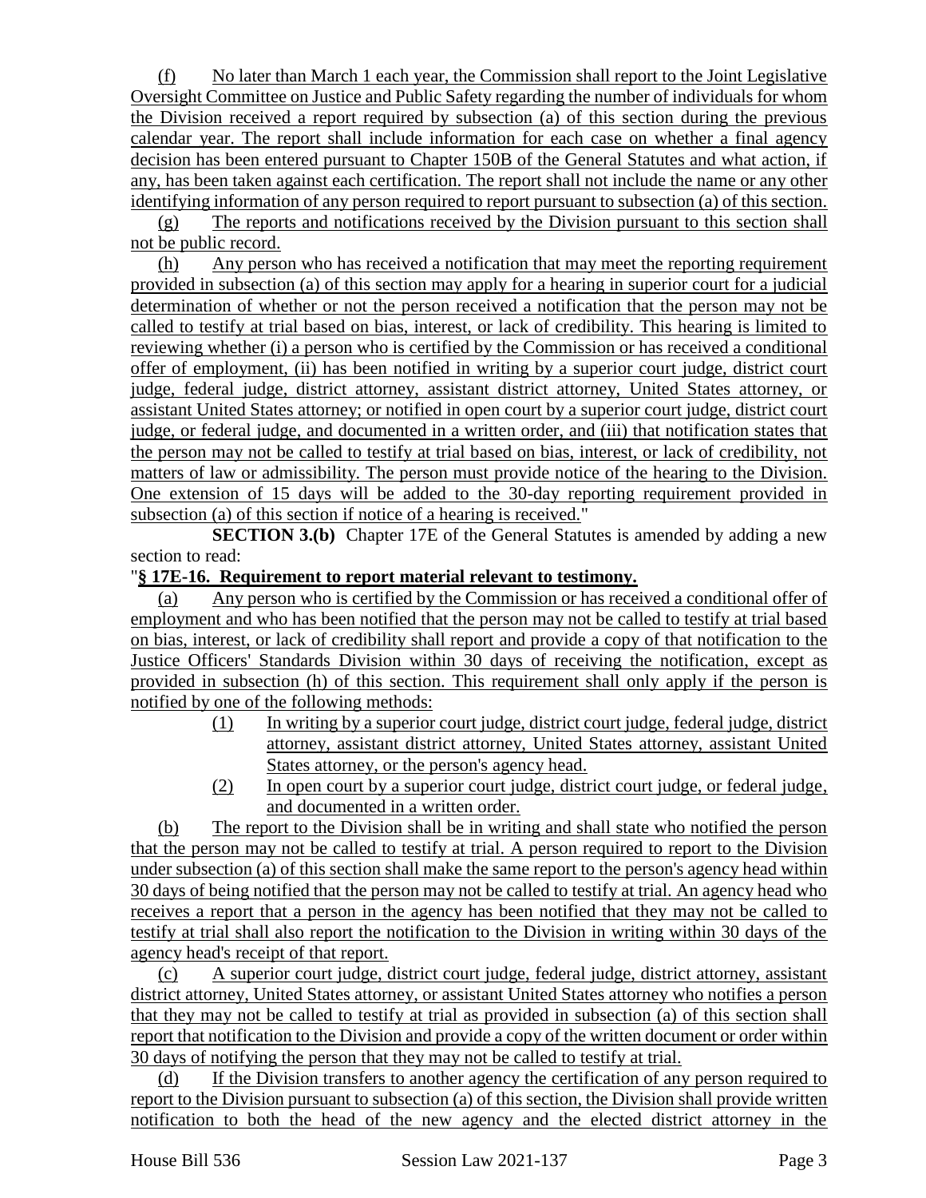(f) No later than March 1 each year, the Commission shall report to the Joint Legislative Oversight Committee on Justice and Public Safety regarding the number of individuals for whom the Division received a report required by subsection (a) of this section during the previous calendar year. The report shall include information for each case on whether a final agency decision has been entered pursuant to Chapter 150B of the General Statutes and what action, if any, has been taken against each certification. The report shall not include the name or any other identifying information of any person required to report pursuant to subsection (a) of this section.

(g) The reports and notifications received by the Division pursuant to this section shall not be public record.

(h) Any person who has received a notification that may meet the reporting requirement provided in subsection (a) of this section may apply for a hearing in superior court for a judicial determination of whether or not the person received a notification that the person may not be called to testify at trial based on bias, interest, or lack of credibility. This hearing is limited to reviewing whether (i) a person who is certified by the Commission or has received a conditional offer of employment, (ii) has been notified in writing by a superior court judge, district court judge, federal judge, district attorney, assistant district attorney, United States attorney, or assistant United States attorney; or notified in open court by a superior court judge, district court judge, or federal judge, and documented in a written order, and (iii) that notification states that the person may not be called to testify at trial based on bias, interest, or lack of credibility, not matters of law or admissibility. The person must provide notice of the hearing to the Division. One extension of 15 days will be added to the 30-day reporting requirement provided in subsection (a) of this section if notice of a hearing is received."

**SECTION 3.(b)** Chapter 17E of the General Statutes is amended by adding a new section to read:

"**§ 17E-16. Requirement to report material relevant to testimony.**

(a) Any person who is certified by the Commission or has received a conditional offer of employment and who has been notified that the person may not be called to testify at trial based on bias, interest, or lack of credibility shall report and provide a copy of that notification to the Justice Officers' Standards Division within 30 days of receiving the notification, except as provided in subsection (h) of this section. This requirement shall only apply if the person is notified by one of the following methods:

(1) In writing by a superior court judge, district court judge, federal judge, district attorney, assistant district attorney, United States attorney, assistant United States attorney, or the person's agency head.

(2) In open court by a superior court judge, district court judge, or federal judge, and documented in a written order.

(b) The report to the Division shall be in writing and shall state who notified the person that the person may not be called to testify at trial. A person required to report to the Division under subsection (a) of this section shall make the same report to the person's agency head within 30 days of being notified that the person may not be called to testify at trial. An agency head who receives a report that a person in the agency has been notified that they may not be called to testify at trial shall also report the notification to the Division in writing within 30 days of the agency head's receipt of that report.

(c) A superior court judge, district court judge, federal judge, district attorney, assistant district attorney, United States attorney, or assistant United States attorney who notifies a person that they may not be called to testify at trial as provided in subsection (a) of this section shall report that notification to the Division and provide a copy of the written document or order within 30 days of notifying the person that they may not be called to testify at trial.

(d) If the Division transfers to another agency the certification of any person required to report to the Division pursuant to subsection (a) of this section, the Division shall provide written notification to both the head of the new agency and the elected district attorney in the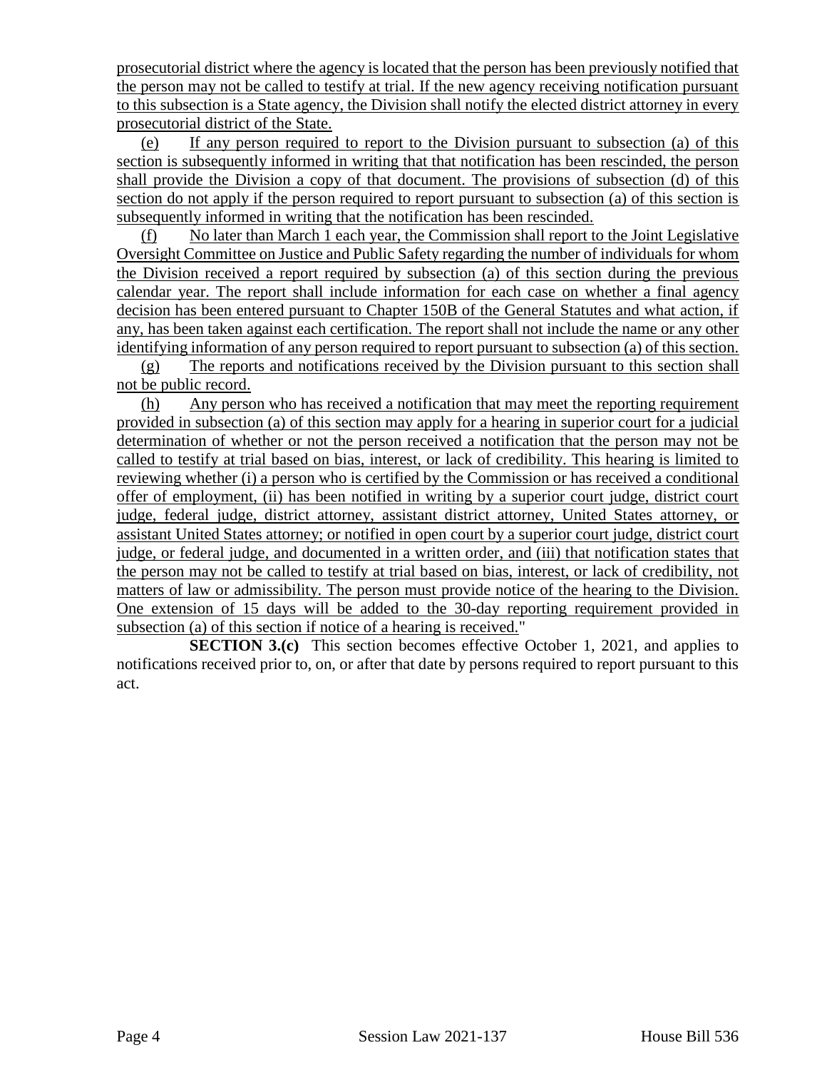prosecutorial district where the agency is located that the person has been previously notified that the person may not be called to testify at trial. If the new agency receiving notification pursuant to this subsection is a State agency, the Division shall notify the elected district attorney in every prosecutorial district of the State.

(e) If any person required to report to the Division pursuant to subsection (a) of this section is subsequently informed in writing that that notification has been rescinded, the person shall provide the Division a copy of that document. The provisions of subsection (d) of this section do not apply if the person required to report pursuant to subsection (a) of this section is subsequently informed in writing that the notification has been rescinded.

(f) No later than March 1 each year, the Commission shall report to the Joint Legislative Oversight Committee on Justice and Public Safety regarding the number of individuals for whom the Division received a report required by subsection (a) of this section during the previous calendar year. The report shall include information for each case on whether a final agency decision has been entered pursuant to Chapter 150B of the General Statutes and what action, if any, has been taken against each certification. The report shall not include the name or any other identifying information of any person required to report pursuant to subsection (a) of this section.

(g) The reports and notifications received by the Division pursuant to this section shall not be public record.

(h) Any person who has received a notification that may meet the reporting requirement provided in subsection (a) of this section may apply for a hearing in superior court for a judicial determination of whether or not the person received a notification that the person may not be called to testify at trial based on bias, interest, or lack of credibility. This hearing is limited to reviewing whether (i) a person who is certified by the Commission or has received a conditional offer of employment, (ii) has been notified in writing by a superior court judge, district court judge, federal judge, district attorney, assistant district attorney, United States attorney, or assistant United States attorney; or notified in open court by a superior court judge, district court judge, or federal judge, and documented in a written order, and (iii) that notification states that the person may not be called to testify at trial based on bias, interest, or lack of credibility, not matters of law or admissibility. The person must provide notice of the hearing to the Division. One extension of 15 days will be added to the 30-day reporting requirement provided in subsection (a) of this section if notice of a hearing is received."

**SECTION 3.(c)** This section becomes effective October 1, 2021, and applies to notifications received prior to, on, or after that date by persons required to report pursuant to this act.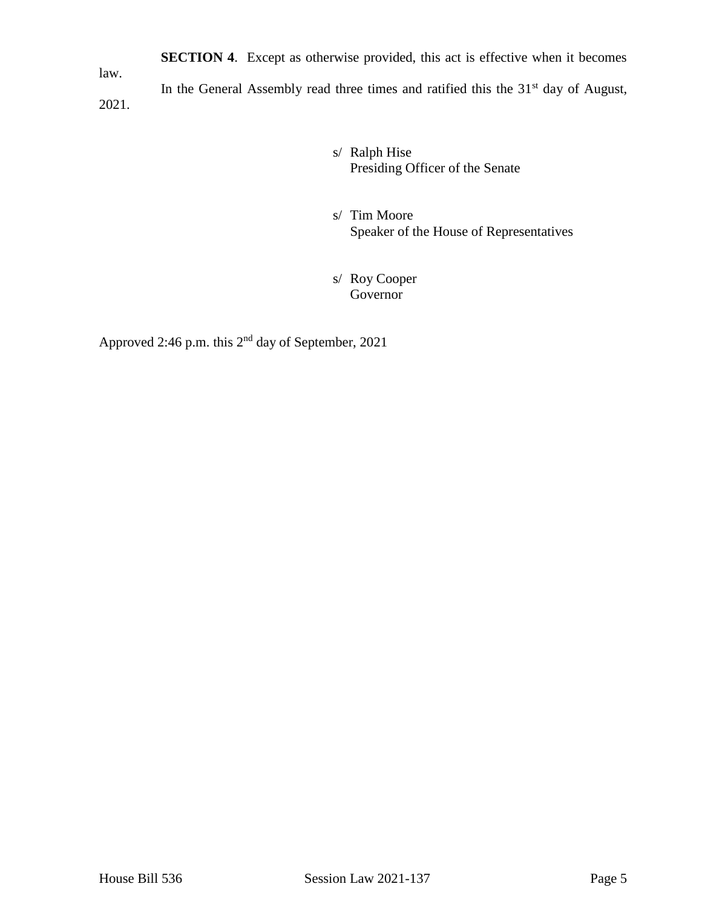**SECTION 4**. Except as otherwise provided, this act is effective when it becomes law.

In the General Assembly read three times and ratified this the 31st day of August, 2021.

s/ Ralph Hise
Presiding Officer of the Senate

s/ Tim Moore
Speaker of the House of Representatives

s/ Roy Cooper
Governor

Approved 2:46 p.m. this 2nd day of September, 2021